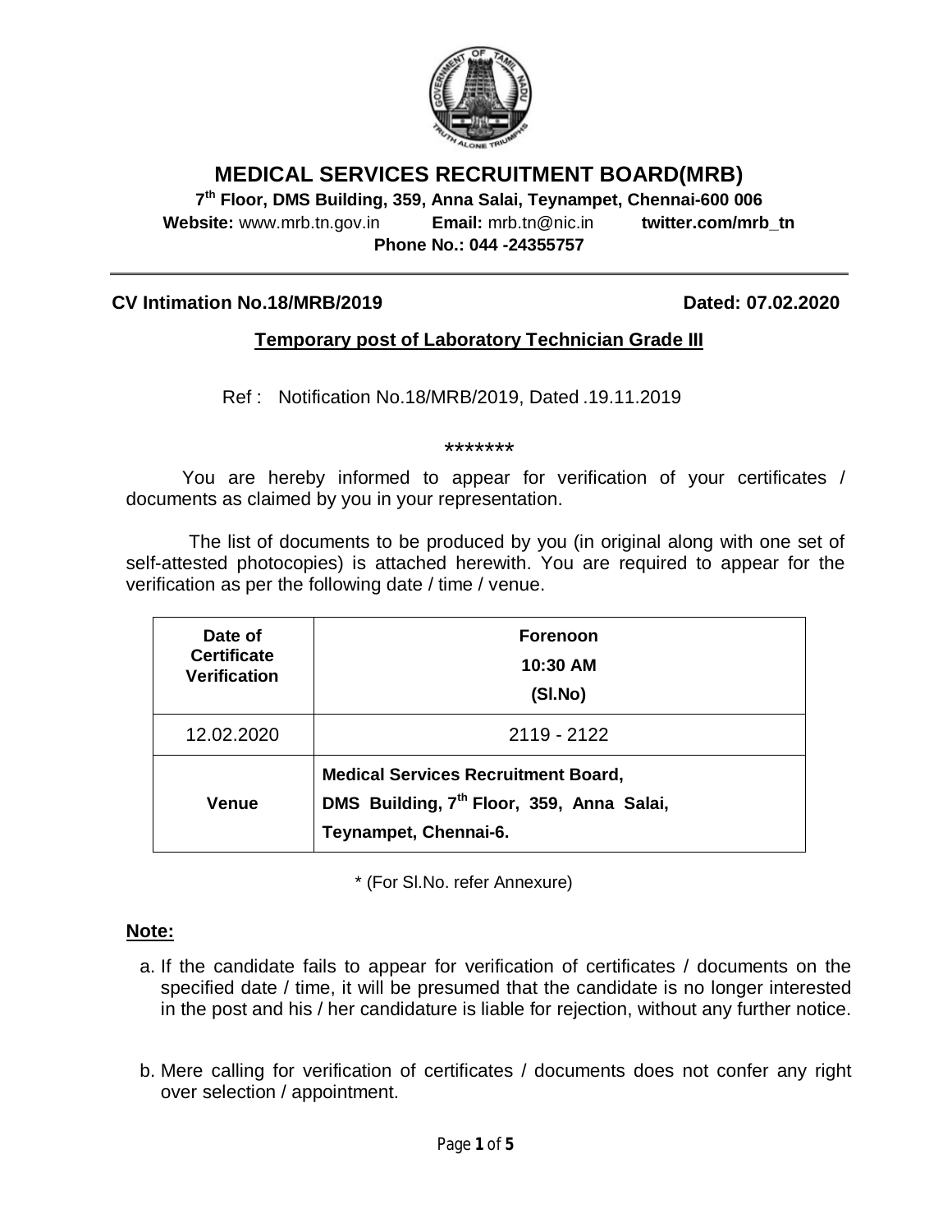# MEDICAL SERVICES RECRUITMENT BOARD(MRB)

**7th Floor, DMS Building, 359, Anna Salai, Teynampet, Chennai-600 006**

**Website:** www.mrb.tn.gov.in **Email:** mrb.tn@nic.in **twitter.com/mrb_tn**

**Phone No.: 044 -24355757**

---

**CV Intimation No.18/MRB/2019** **Dated: 07.02.2020**

## Temporary post of Laboratory Technician Grade III

Ref : Notification No.18/MRB/2019, Dated .19.11.2019

*******

You are hereby informed to appear for verification of your certificates / documents as claimed by you in your representation.

The list of documents to be produced by you (in original along with one set of self-attested photocopies) is attached herewith. You are required to appear for the verification as per the following date / time / venue.

| Date of Certificate Verification | Forenoon 10:30 AM (Sl.No) |
|---|---|
| 12.02.2020 | 2119 - 2122 |
| **Venue** | **Medical Services Recruitment Board, DMS Building, 7th Floor, 359, Anna Salai, Teynampet, Chennai-6.** |

* (For Sl.No. refer Annexure)

**Note:**

a. If the candidate fails to appear for verification of certificates / documents on the specified date / time, it will be presumed that the candidate is no longer interested in the post and his / her candidature is liable for rejection, without any further notice.

b. Mere calling for verification of certificates / documents does not confer any right over selection / appointment.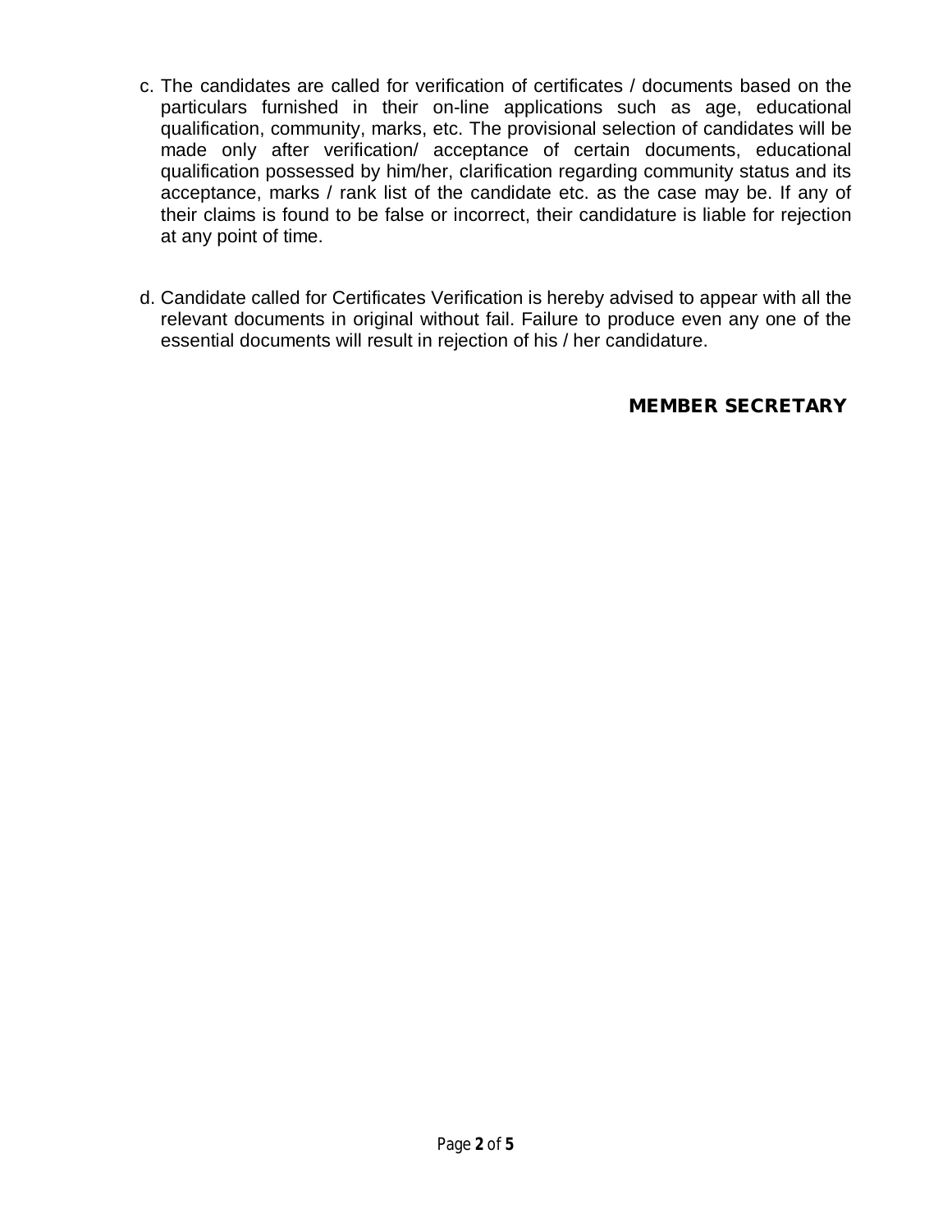c. The candidates are called for verification of certificates / documents based on the particulars furnished in their on-line applications such as age, educational qualification, community, marks, etc. The provisional selection of candidates will be made only after verification/ acceptance of certain documents, educational qualification possessed by him/her, clarification regarding community status and its acceptance, marks / rank list of the candidate etc. as the case may be. If any of their claims is found to be false or incorrect, their candidature is liable for rejection at any point of time.

d. Candidate called for Certificates Verification is hereby advised to appear with all the relevant documents in original without fail. Failure to produce even any one of the essential documents will result in rejection of his / her candidature.

**MEMBER SECRETARY**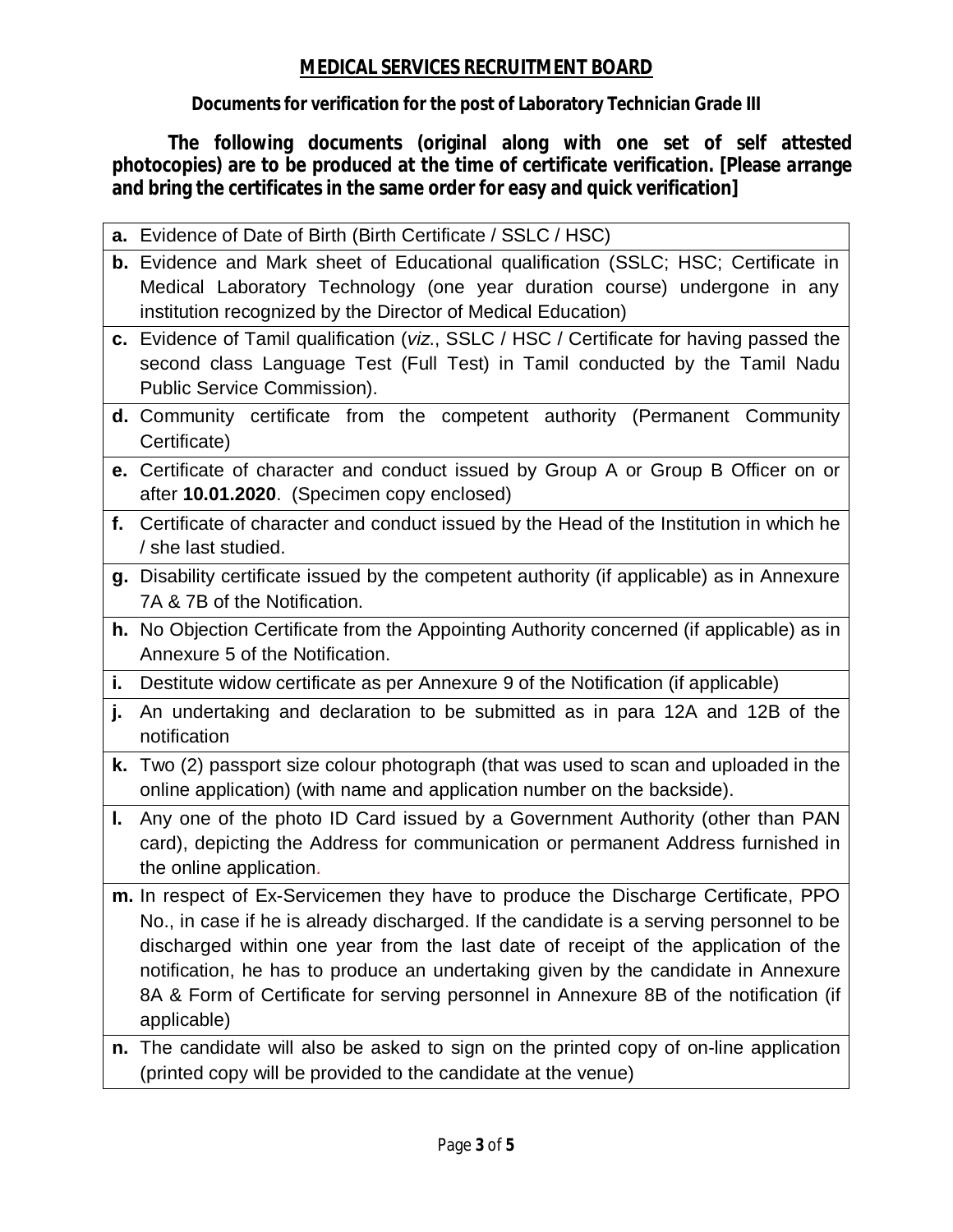## MEDICAL SERVICES RECRUITMENT BOARD

**Documents for verification for the post of Laboratory Technician Grade III**

**The following documents (original along with one set of self attested photocopies) are to be produced at the time of certificate verification. [Please arrange and bring the certificates in the same order for easy and quick verification]**

- **a.** Evidence of Date of Birth (Birth Certificate / SSLC / HSC)
- **b.** Evidence and Mark sheet of Educational qualification (SSLC; HSC; Certificate in Medical Laboratory Technology (one year duration course) undergone in any institution recognized by the Director of Medical Education)
- **c.** Evidence of Tamil qualification (*viz*., SSLC / HSC / Certificate for having passed the second class Language Test (Full Test) in Tamil conducted by the Tamil Nadu Public Service Commission).
- **d.** Community certificate from the competent authority (Permanent Community Certificate)
- **e.** Certificate of character and conduct issued by Group A or Group B Officer on or after **10.01.2020**. (Specimen copy enclosed)
- **f.** Certificate of character and conduct issued by the Head of the Institution in which he / she last studied.
- **g.** Disability certificate issued by the competent authority (if applicable) as in Annexure 7A & 7B of the Notification.
- **h.** No Objection Certificate from the Appointing Authority concerned (if applicable) as in Annexure 5 of the Notification.
- **i.** Destitute widow certificate as per Annexure 9 of the Notification (if applicable)
- **j.** An undertaking and declaration to be submitted as in para 12A and 12B of the notification
- **k.** Two (2) passport size colour photograph (that was used to scan and uploaded in the online application) (with name and application number on the backside).
- **l.** Any one of the photo ID Card issued by a Government Authority (other than PAN card), depicting the Address for communication or permanent Address furnished in the online application.
- **m.** In respect of Ex-Servicemen they have to produce the Discharge Certificate, PPO No., in case if he is already discharged. If the candidate is a serving personnel to be discharged within one year from the last date of receipt of the application of the notification, he has to produce an undertaking given by the candidate in Annexure 8A & Form of Certificate for serving personnel in Annexure 8B of the notification (if applicable)
- **n.** The candidate will also be asked to sign on the printed copy of on-line application (printed copy will be provided to the candidate at the venue)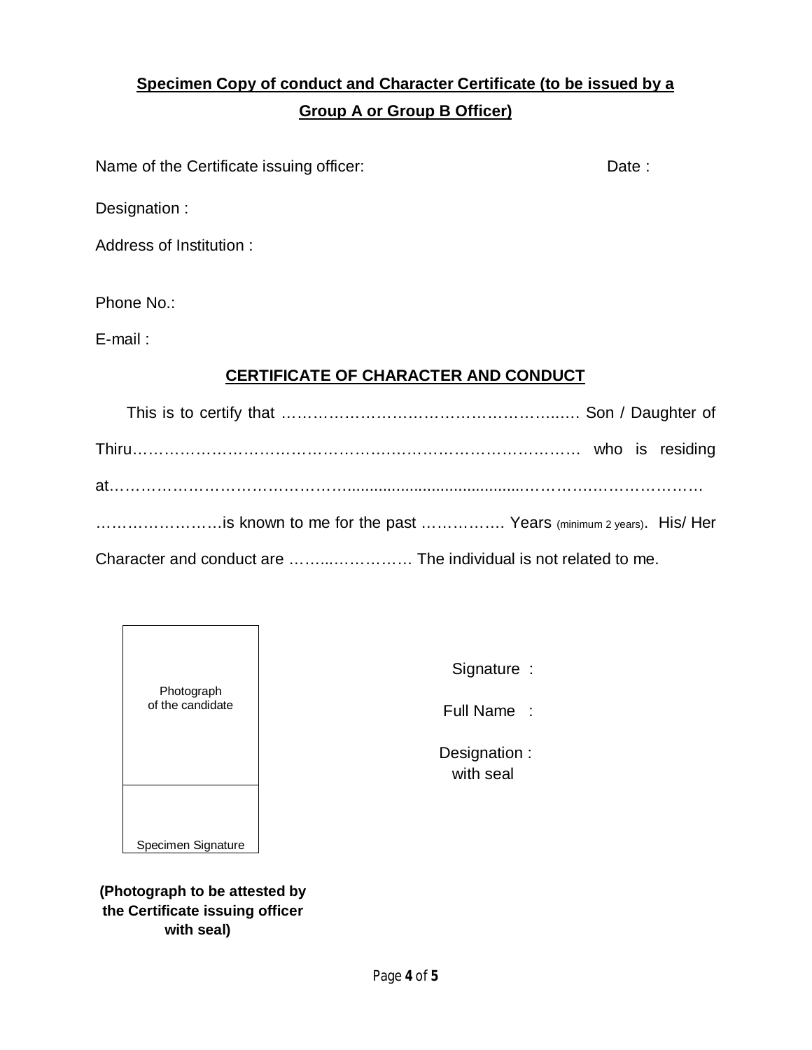**Specimen Copy of conduct and Character Certificate (to be issued by a Group A or Group B Officer)**

Name of the Certificate issuing officer: Date :

Designation :

Address of Institution :

Phone No.:

E-mail :

## CERTIFICATE OF CHARACTER AND CONDUCT

This is to certify that ……………………………………………….…. Son / Daughter of Thiru……………………………………………………………………………. who is residing at………………………………………....................................……………………………… ……………………is known to me for the past ……………. Years (minimum 2 years). His/ Her Character and conduct are ……..…………… The individual is not related to me.

| Photograph of the candidate |
| --- |
| Specimen Signature |

**(Photograph to be attested by the Certificate issuing officer with seal)**

Signature :

Full Name :

Designation : with seal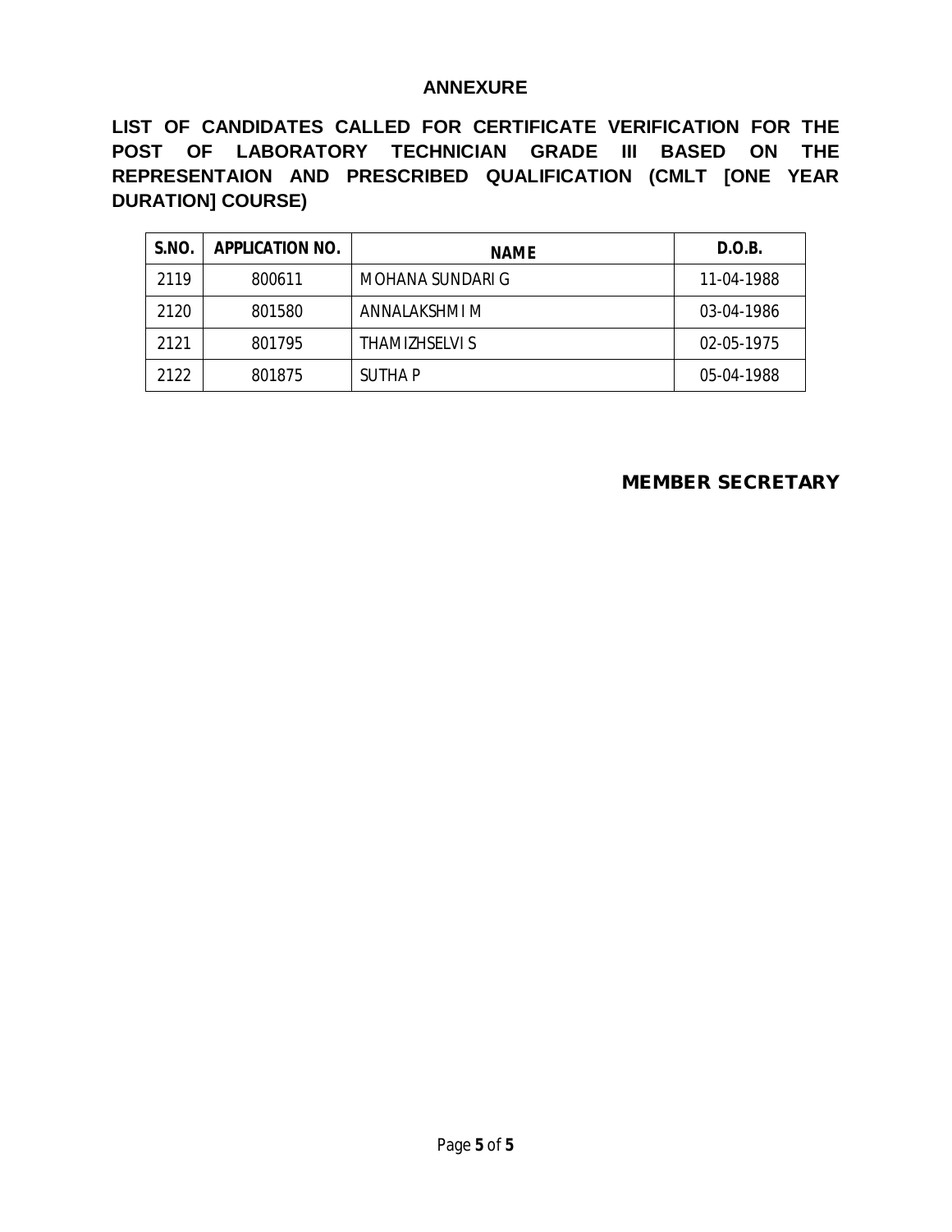## ANNEXURE

**LIST OF CANDIDATES CALLED FOR CERTIFICATE VERIFICATION FOR THE POST OF LABORATORY TECHNICIAN GRADE III BASED ON THE REPRESENTAION AND PRESCRIBED QUALIFICATION (CMLT [ONE YEAR DURATION] COURSE)**

| S.NO. | APPLICATION NO. | NAME | D.O.B. |
|---|---|---|---|
| 2119 | 800611 | MOHANA SUNDARI G | 11-04-1988 |
| 2120 | 801580 | ANNALAKSHMI M | 03-04-1986 |
| 2121 | 801795 | THAMIZHSELVI S | 02-05-1975 |
| 2122 | 801875 | SUTHA P | 05-04-1988 |

**MEMBER SECRETARY**